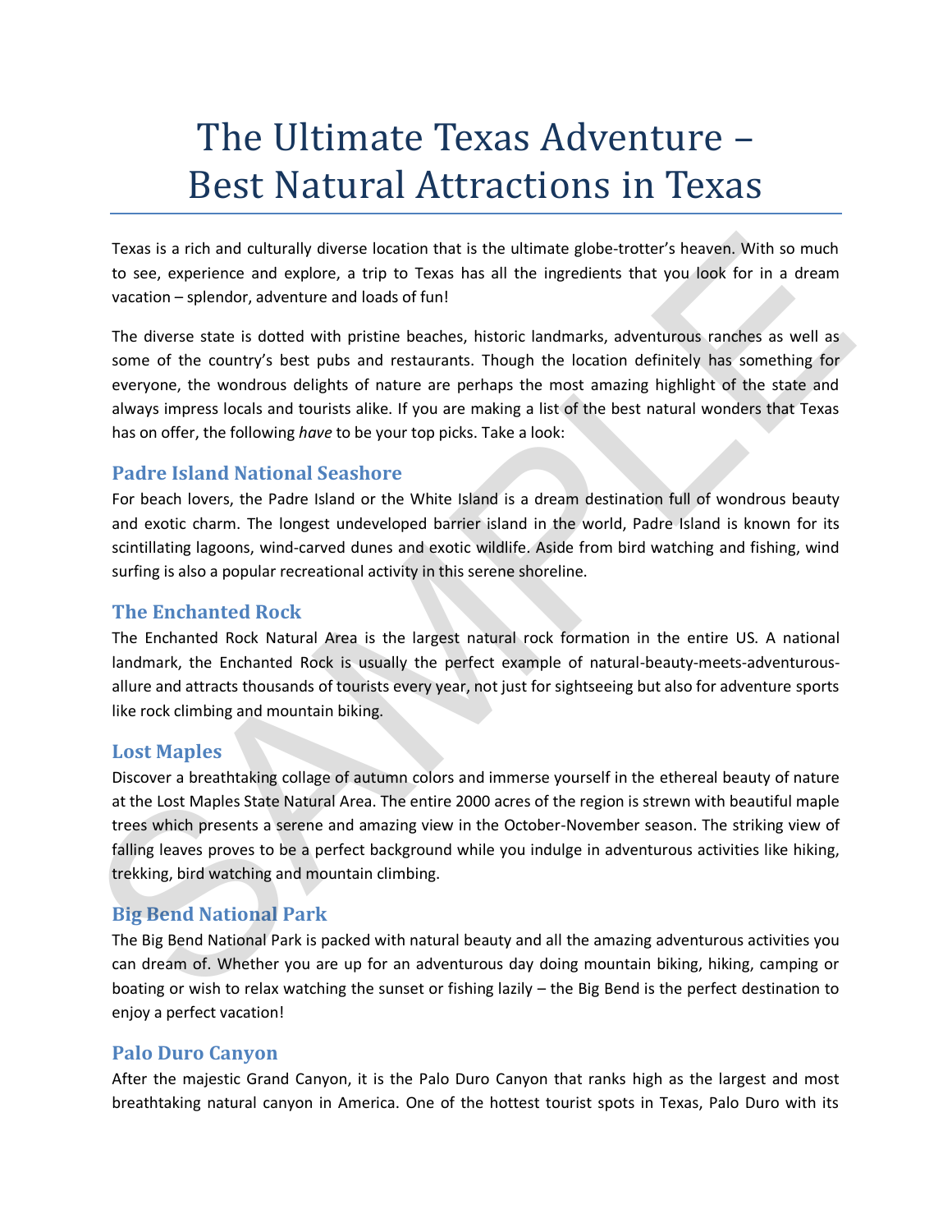# The Ultimate Texas Adventure – Best Natural Attractions in Texas

Texas is a rich and culturally diverse location that is the ultimate globe-trotter's heaven. With so much to see, experience and explore, a trip to Texas has all the ingredients that you look for in a dream vacation – splendor, adventure and loads of fun!

The diverse state is dotted with pristine beaches, historic landmarks, adventurous ranches as well as some of the country's best pubs and restaurants. Though the location definitely has something for everyone, the wondrous delights of nature are perhaps the most amazing highlight of the state and always impress locals and tourists alike. If you are making a list of the best natural wonders that Texas has on offer, the following *have* to be your top picks. Take a look:

## Padre Island National Seashore

For beach lovers, the Padre Island or the White Island is a dream destination full of wondrous beauty and exotic charm. The longest undeveloped barrier island in the world, Padre Island is known for its scintillating lagoons, wind-carved dunes and exotic wildlife. Aside from bird watching and fishing, wind surfing is also a popular recreational activity in this serene shoreline.

## The Enchanted Rock

The Enchanted Rock Natural Area is the largest natural rock formation in the entire US. A national landmark, the Enchanted Rock is usually the perfect example of natural-beauty-meets-adventurous-allure and attracts thousands of tourists every year, not just for sightseeing but also for adventure sports like rock climbing and mountain biking.

## Lost Maples

Discover a breathtaking collage of autumn colors and immerse yourself in the ethereal beauty of nature at the Lost Maples State Natural Area. The entire 2000 acres of the region is strewn with beautiful maple trees which presents a serene and amazing view in the October-November season. The striking view of falling leaves proves to be a perfect background while you indulge in adventurous activities like hiking, trekking, bird watching and mountain climbing.

## Big Bend National Park

The Big Bend National Park is packed with natural beauty and all the amazing adventurous activities you can dream of. Whether you are up for an adventurous day doing mountain biking, hiking, camping or boating or wish to relax watching the sunset or fishing lazily – the Big Bend is the perfect destination to enjoy a perfect vacation!

## Palo Duro Canyon

After the majestic Grand Canyon, it is the Palo Duro Canyon that ranks high as the largest and most breathtaking natural canyon in America. One of the hottest tourist spots in Texas, Palo Duro with its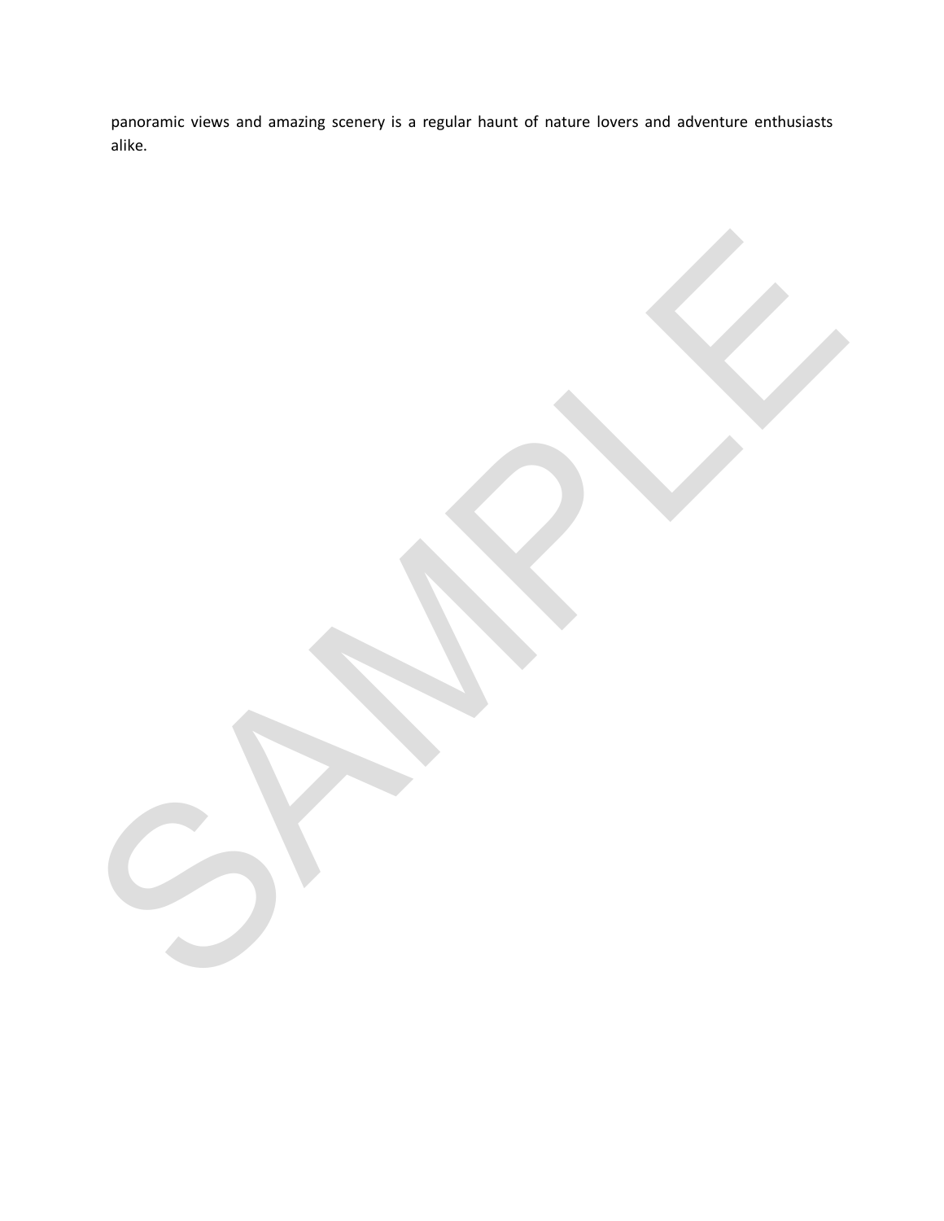panoramic views and amazing scenery is a regular haunt of nature lovers and adventure enthusiasts alike.